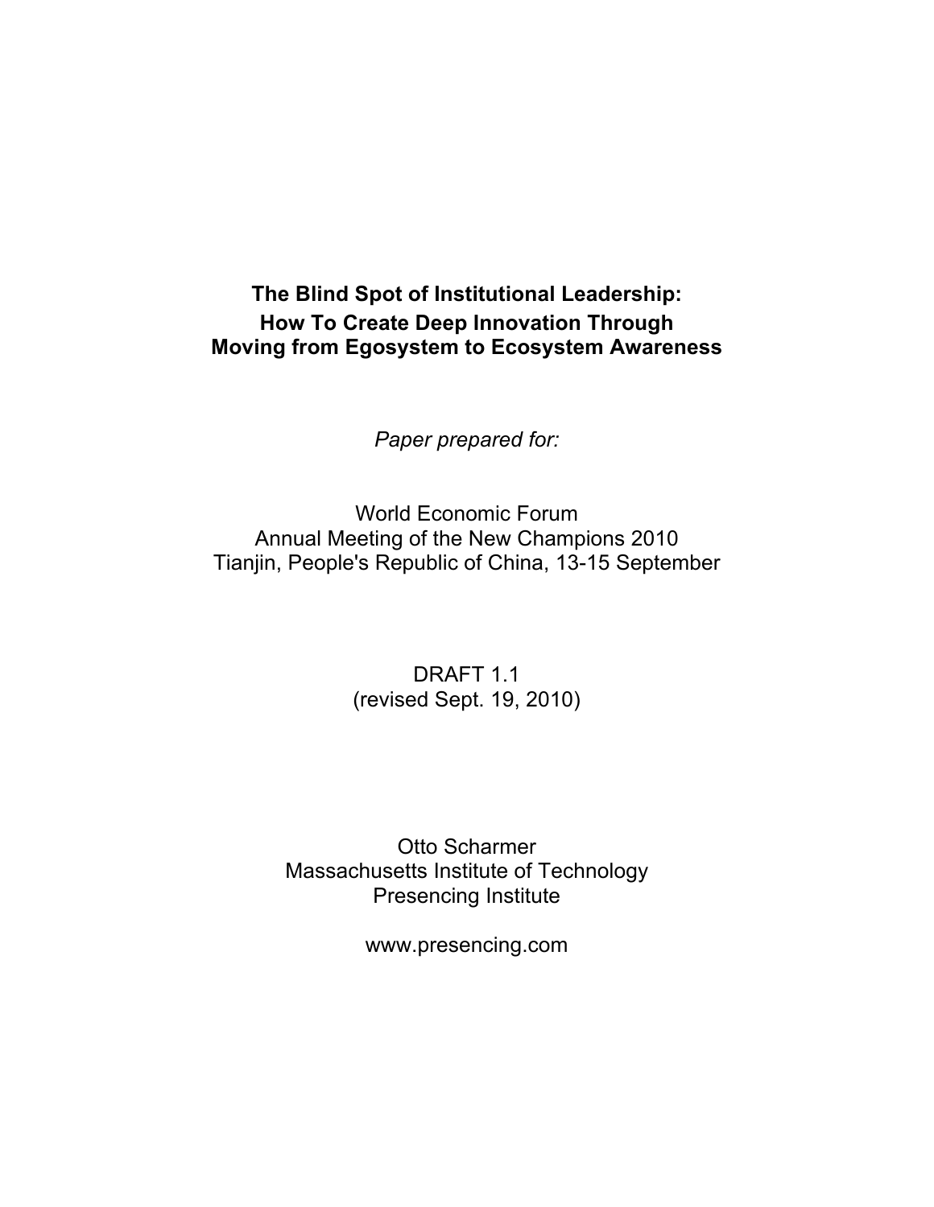# The Blind Spot of Institutional Leadership: How To Create Deep Innovation Through Moving from Egosystem to Ecosystem Awareness

*Paper prepared for:*

World Economic Forum
Annual Meeting of the New Champions 2010
Tianjin, People's Republic of China, 13-15 September

DRAFT 1.1
(revised Sept. 19, 2010)

Otto Scharmer
Massachusetts Institute of Technology
Presencing Institute

www.presencing.com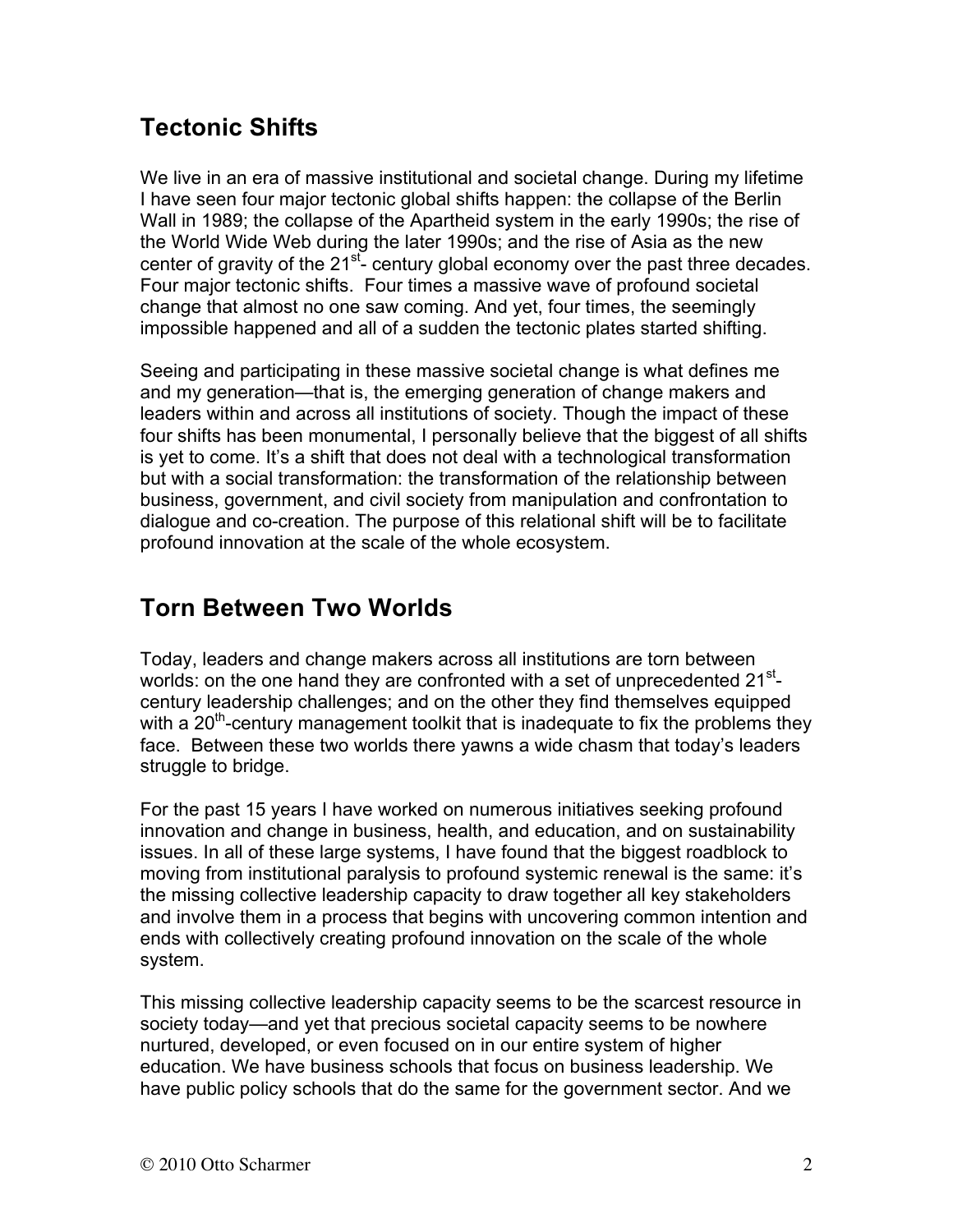## Tectonic Shifts

We live in an era of massive institutional and societal change. During my lifetime I have seen four major tectonic global shifts happen: the collapse of the Berlin Wall in 1989; the collapse of the Apartheid system in the early 1990s; the rise of the World Wide Web during the later 1990s; and the rise of Asia as the new center of gravity of the 21st- century global economy over the past three decades. Four major tectonic shifts. Four times a massive wave of profound societal change that almost no one saw coming. And yet, four times, the seemingly impossible happened and all of a sudden the tectonic plates started shifting.

Seeing and participating in these massive societal change is what defines me and my generation—that is, the emerging generation of change makers and leaders within and across all institutions of society. Though the impact of these four shifts has been monumental, I personally believe that the biggest of all shifts is yet to come. It's a shift that does not deal with a technological transformation but with a social transformation: the transformation of the relationship between business, government, and civil society from manipulation and confrontation to dialogue and co-creation. The purpose of this relational shift will be to facilitate profound innovation at the scale of the whole ecosystem.

## Torn Between Two Worlds

Today, leaders and change makers across all institutions are torn between worlds: on the one hand they are confronted with a set of unprecedented 21st-century leadership challenges; and on the other they find themselves equipped with a 20th-century management toolkit that is inadequate to fix the problems they face. Between these two worlds there yawns a wide chasm that today's leaders struggle to bridge.

For the past 15 years I have worked on numerous initiatives seeking profound innovation and change in business, health, and education, and on sustainability issues. In all of these large systems, I have found that the biggest roadblock to moving from institutional paralysis to profound systemic renewal is the same: it's the missing collective leadership capacity to draw together all key stakeholders and involve them in a process that begins with uncovering common intention and ends with collectively creating profound innovation on the scale of the whole system.

This missing collective leadership capacity seems to be the scarcest resource in society today—and yet that precious societal capacity seems to be nowhere nurtured, developed, or even focused on in our entire system of higher education. We have business schools that focus on business leadership. We have public policy schools that do the same for the government sector. And we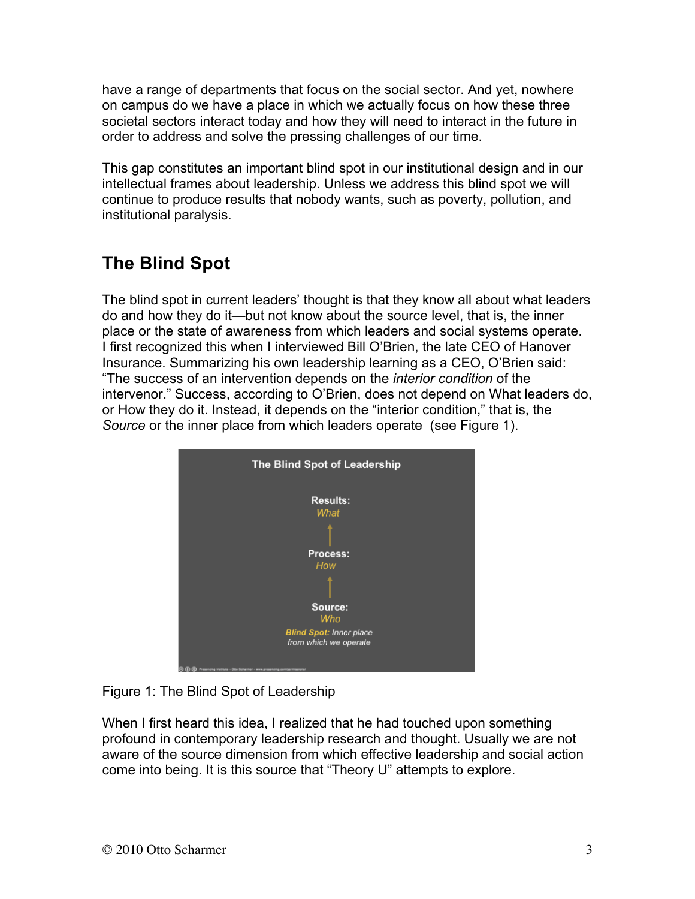have a range of departments that focus on the social sector. And yet, nowhere on campus do we have a place in which we actually focus on how these three societal sectors interact today and how they will need to interact in the future in order to address and solve the pressing challenges of our time.

This gap constitutes an important blind spot in our institutional design and in our intellectual frames about leadership. Unless we address this blind spot we will continue to produce results that nobody wants, such as poverty, pollution, and institutional paralysis.

## The Blind Spot

The blind spot in current leaders' thought is that they know all about what leaders do and how they do it—but not know about the source level, that is, the inner place or the state of awareness from which leaders and social systems operate. I first recognized this when I interviewed Bill O'Brien, the late CEO of Hanover Insurance. Summarizing his own leadership learning as a CEO, O'Brien said: "The success of an intervention depends on the *interior condition* of the intervenor." Success, according to O'Brien, does not depend on What leaders do, or How they do it. Instead, it depends on the "interior condition," that is, the *Source* or the inner place from which leaders operate (see Figure 1).

The Blind Spot of Leadership

Results:
*What*

Process:
*How*

Source:
*Who*

***Blind Spot:*** *Inner place from which we operate*

Figure 1: The Blind Spot of Leadership

When I first heard this idea, I realized that he had touched upon something profound in contemporary leadership research and thought. Usually we are not aware of the source dimension from which effective leadership and social action come into being. It is this source that "Theory U" attempts to explore.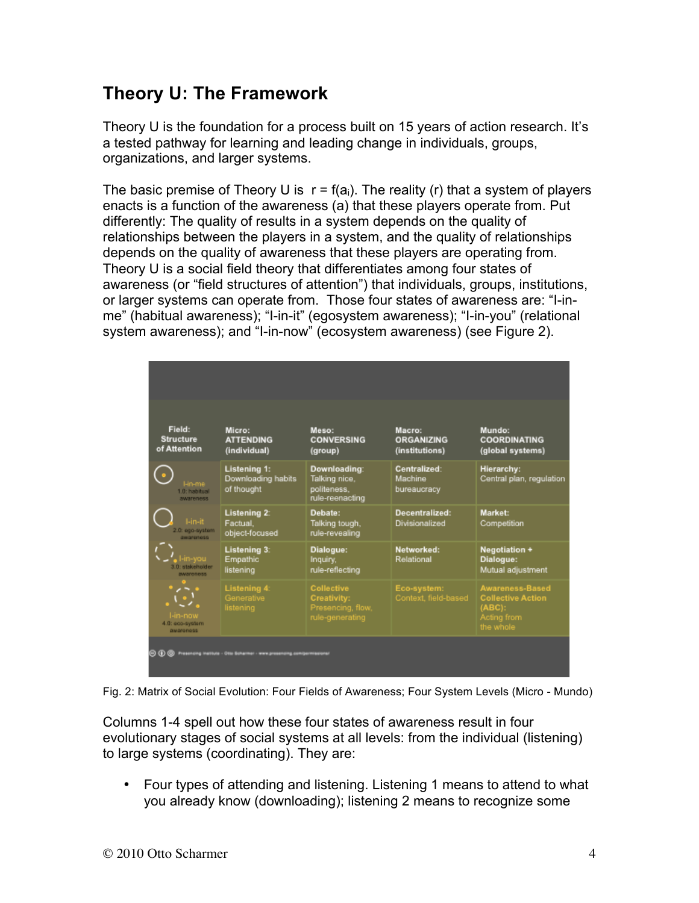## Theory U: The Framework

Theory U is the foundation for a process built on 15 years of action research. It's a tested pathway for learning and leading change in individuals, groups, organizations, and larger systems.

The basic premise of Theory U is $r = f(a_i)$. The reality (r) that a system of players enacts is a function of the awareness (a) that these players operate from. Put differently: The quality of results in a system depends on the quality of relationships between the players in a system, and the quality of relationships depends on the quality of awareness that these players are operating from. Theory U is a social field theory that differentiates among four states of awareness (or "field structures of attention") that individuals, groups, institutions, or larger systems can operate from. Those four states of awareness are: "I-in-me" (habitual awareness); "I-in-it" (egosystem awareness); "I-in-you" (relational system awareness); and "I-in-now" (ecosystem awareness) (see Figure 2).

| Field: Structure of Attention | Micro: ATTENDING (individual) | Meso: CONVERSING (group) | Macro: ORGANIZING (institutions) | Mundo: COORDINATING (global systems) |
|---|---|---|---|---|
| I-in-me 1.0: habitual awareness | Listening 1: Downloading habits of thought | Downloading: Talking nice, politeness, rule-reenacting | Centralized: Machine bureaucracy | Hierarchy: Central plan, regulation |
| I-in-it 2.0: ego-system awareness | Listening 2: Factual, object-focused | Debate: Talking tough, rule-revealing | Decentralized: Divisionalized | Market: Competition |
| I-in-you 3.0: stakeholder awareness | Listening 3: Empathic listening | Dialogue: Inquiry, rule-reflecting | Networked: Relational | Negotiation + Dialogue: Mutual adjustment |
| I-in-now 4.0: eco-system awareness | Listening 4: Generative listening | Collective Creativity: Presencing, flow, rule-generating | Eco-system: Context, field-based | Awareness-Based Collective Action (ABC): Acting from the whole |

Fig. 2: Matrix of Social Evolution: Four Fields of Awareness; Four System Levels (Micro - Mundo)

Columns 1-4 spell out how these four states of awareness result in four evolutionary stages of social systems at all levels: from the individual (listening) to large systems (coordinating). They are:

- Four types of attending and listening. Listening 1 means to attend to what you already know (downloading); listening 2 means to recognize some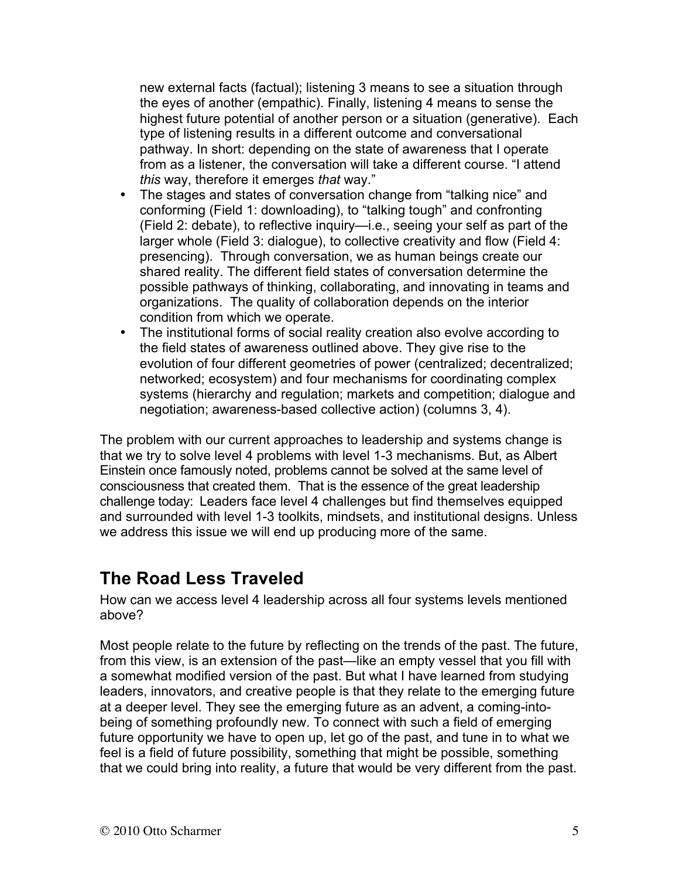new external facts (factual); listening 3 means to see a situation through the eyes of another (empathic). Finally, listening 4 means to sense the highest future potential of another person or a situation (generative). Each type of listening results in a different outcome and conversational pathway. In short: depending on the state of awareness that I operate from as a listener, the conversation will take a different course. "I attend *this* way, therefore it emerges *that* way."

- The stages and states of conversation change from "talking nice" and conforming (Field 1: downloading), to "talking tough" and confronting (Field 2: debate), to reflective inquiry—i.e., seeing your self as part of the larger whole (Field 3: dialogue), to collective creativity and flow (Field 4: presencing). Through conversation, we as human beings create our shared reality. The different field states of conversation determine the possible pathways of thinking, collaborating, and innovating in teams and organizations. The quality of collaboration depends on the interior condition from which we operate.
- The institutional forms of social reality creation also evolve according to the field states of awareness outlined above. They give rise to the evolution of four different geometries of power (centralized; decentralized; networked; ecosystem) and four mechanisms for coordinating complex systems (hierarchy and regulation; markets and competition; dialogue and negotiation; awareness-based collective action) (columns 3, 4).

The problem with our current approaches to leadership and systems change is that we try to solve level 4 problems with level 1-3 mechanisms. But, as Albert Einstein once famously noted, problems cannot be solved at the same level of consciousness that created them. That is the essence of the great leadership challenge today: Leaders face level 4 challenges but find themselves equipped and surrounded with level 1-3 toolkits, mindsets, and institutional designs. Unless we address this issue we will end up producing more of the same.

## The Road Less Traveled

How can we access level 4 leadership across all four systems levels mentioned above?

Most people relate to the future by reflecting on the trends of the past. The future, from this view, is an extension of the past—like an empty vessel that you fill with a somewhat modified version of the past. But what I have learned from studying leaders, innovators, and creative people is that they relate to the emerging future at a deeper level. They see the emerging future as an advent, a coming-into-being of something profoundly new. To connect with such a field of emerging future opportunity we have to open up, let go of the past, and tune in to what we feel is a field of future possibility, something that might be possible, something that we could bring into reality, a future that would be very different from the past.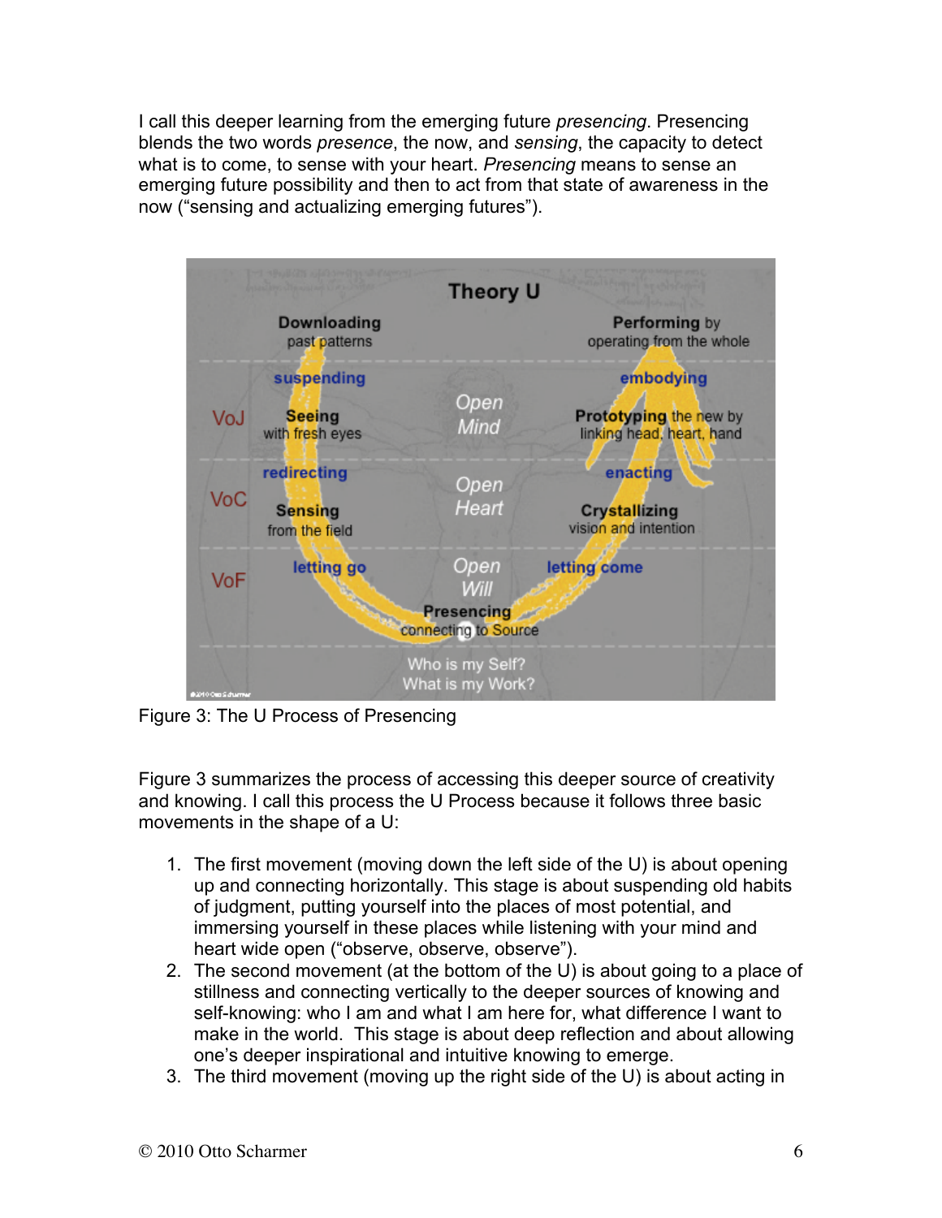I call this deeper learning from the emerging future *presencing*. Presencing blends the two words *presence*, the now, and *sensing*, the capacity to detect what is to come, to sense with your heart. *Presencing* means to sense an emerging future possibility and then to act from that state of awareness in the now ("sensing and actualizing emerging futures").

Figure 3: The U Process of Presencing

Figure 3 summarizes the process of accessing this deeper source of creativity and knowing. I call this process the U Process because it follows three basic movements in the shape of a U:

1. The first movement (moving down the left side of the U) is about opening up and connecting horizontally. This stage is about suspending old habits of judgment, putting yourself into the places of most potential, and immersing yourself in these places while listening with your mind and heart wide open ("observe, observe, observe").
2. The second movement (at the bottom of the U) is about going to a place of stillness and connecting vertically to the deeper sources of knowing and self-knowing: who I am and what I am here for, what difference I want to make in the world. This stage is about deep reflection and about allowing one's deeper inspirational and intuitive knowing to emerge.
3. The third movement (moving up the right side of the U) is about acting in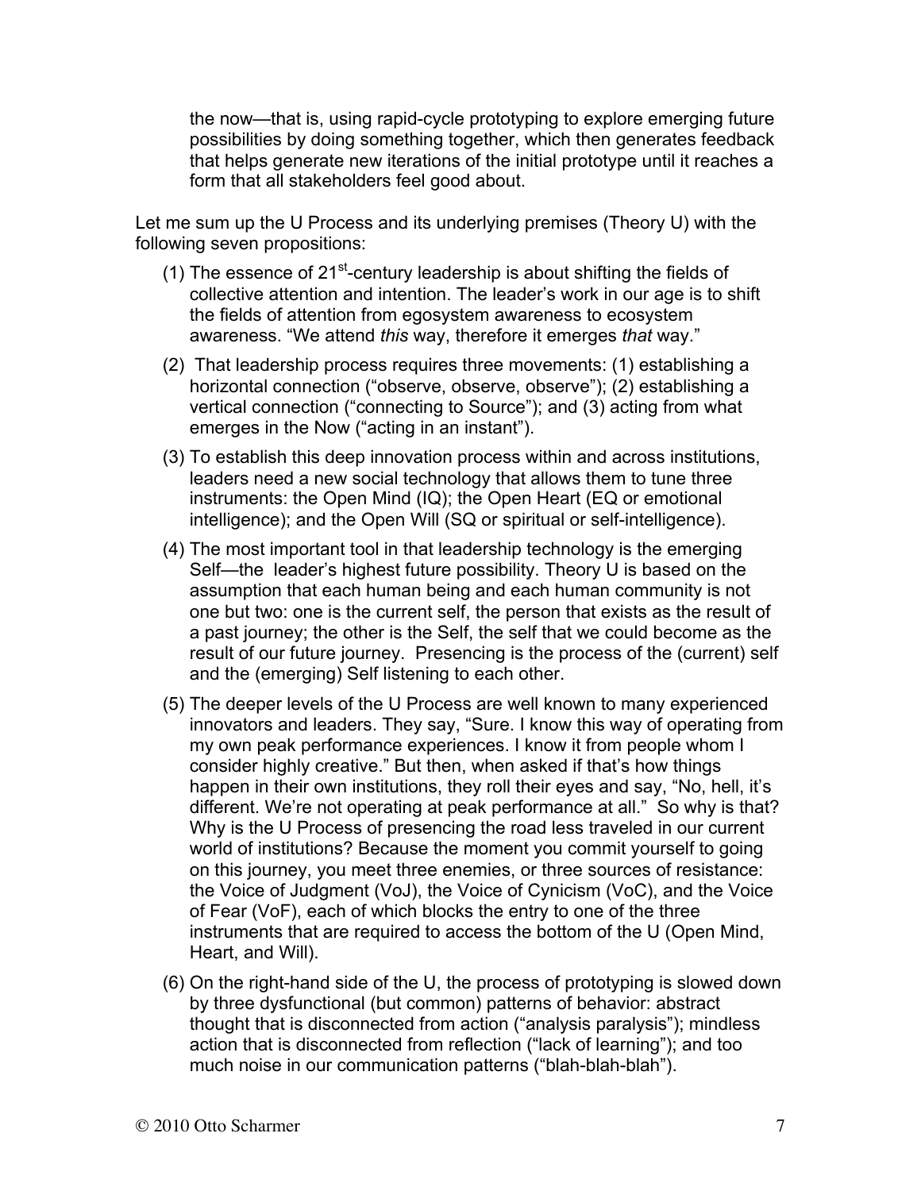the now—that is, using rapid-cycle prototyping to explore emerging future possibilities by doing something together, which then generates feedback that helps generate new iterations of the initial prototype until it reaches a form that all stakeholders feel good about.

Let me sum up the U Process and its underlying premises (Theory U) with the following seven propositions:

(1) The essence of 21st-century leadership is about shifting the fields of collective attention and intention. The leader's work in our age is to shift the fields of attention from egosystem awareness to ecosystem awareness. "We attend *this* way, therefore it emerges *that* way."

(2) That leadership process requires three movements: (1) establishing a horizontal connection ("observe, observe, observe"); (2) establishing a vertical connection ("connecting to Source"); and (3) acting from what emerges in the Now ("acting in an instant").

(3) To establish this deep innovation process within and across institutions, leaders need a new social technology that allows them to tune three instruments: the Open Mind (IQ); the Open Heart (EQ or emotional intelligence); and the Open Will (SQ or spiritual or self-intelligence).

(4) The most important tool in that leadership technology is the emerging Self—the leader's highest future possibility. Theory U is based on the assumption that each human being and each human community is not one but two: one is the current self, the person that exists as the result of a past journey; the other is the Self, the self that we could become as the result of our future journey. Presencing is the process of the (current) self and the (emerging) Self listening to each other.

(5) The deeper levels of the U Process are well known to many experienced innovators and leaders. They say, "Sure. I know this way of operating from my own peak performance experiences. I know it from people whom I consider highly creative." But then, when asked if that's how things happen in their own institutions, they roll their eyes and say, "No, hell, it's different. We're not operating at peak performance at all." So why is that? Why is the U Process of presencing the road less traveled in our current world of institutions? Because the moment you commit yourself to going on this journey, you meet three enemies, or three sources of resistance: the Voice of Judgment (VoJ), the Voice of Cynicism (VoC), and the Voice of Fear (VoF), each of which blocks the entry to one of the three instruments that are required to access the bottom of the U (Open Mind, Heart, and Will).

(6) On the right-hand side of the U, the process of prototyping is slowed down by three dysfunctional (but common) patterns of behavior: abstract thought that is disconnected from action ("analysis paralysis"); mindless action that is disconnected from reflection ("lack of learning"); and too much noise in our communication patterns ("blah-blah-blah").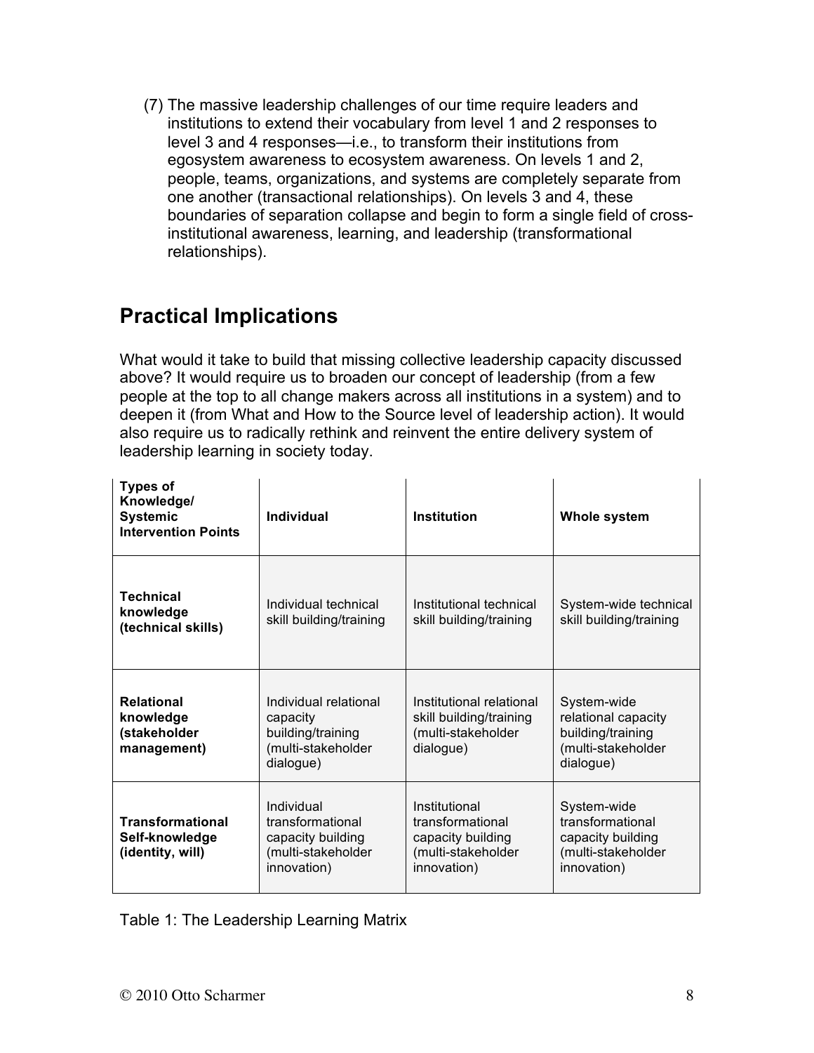(7) The massive leadership challenges of our time require leaders and institutions to extend their vocabulary from level 1 and 2 responses to level 3 and 4 responses—i.e., to transform their institutions from egosystem awareness to ecosystem awareness. On levels 1 and 2, people, teams, organizations, and systems are completely separate from one another (transactional relationships). On levels 3 and 4, these boundaries of separation collapse and begin to form a single field of cross-institutional awareness, learning, and leadership (transformational relationships).

## Practical Implications

What would it take to build that missing collective leadership capacity discussed above? It would require us to broaden our concept of leadership (from a few people at the top to all change makers across all institutions in a system) and to deepen it (from What and How to the Source level of leadership action). It would also require us to radically rethink and reinvent the entire delivery system of leadership learning in society today.

| **Types of Knowledge/ Systemic Intervention Points** | **Individual** | **Institution** | **Whole system** |
|---|---|---|---|
| **Technical knowledge (technical skills)** | Individual technical skill building/training | Institutional technical skill building/training | System-wide technical skill building/training |
| **Relational knowledge (stakeholder management)** | Individual relational capacity building/training (multi-stakeholder dialogue) | Institutional relational skill building/training (multi-stakeholder dialogue) | System-wide relational capacity building/training (multi-stakeholder dialogue) |
| **Transformational Self-knowledge (identity, will)** | Individual transformational capacity building (multi-stakeholder innovation) | Institutional transformational capacity building (multi-stakeholder innovation) | System-wide transformational capacity building (multi-stakeholder innovation) |

Table 1: The Leadership Learning Matrix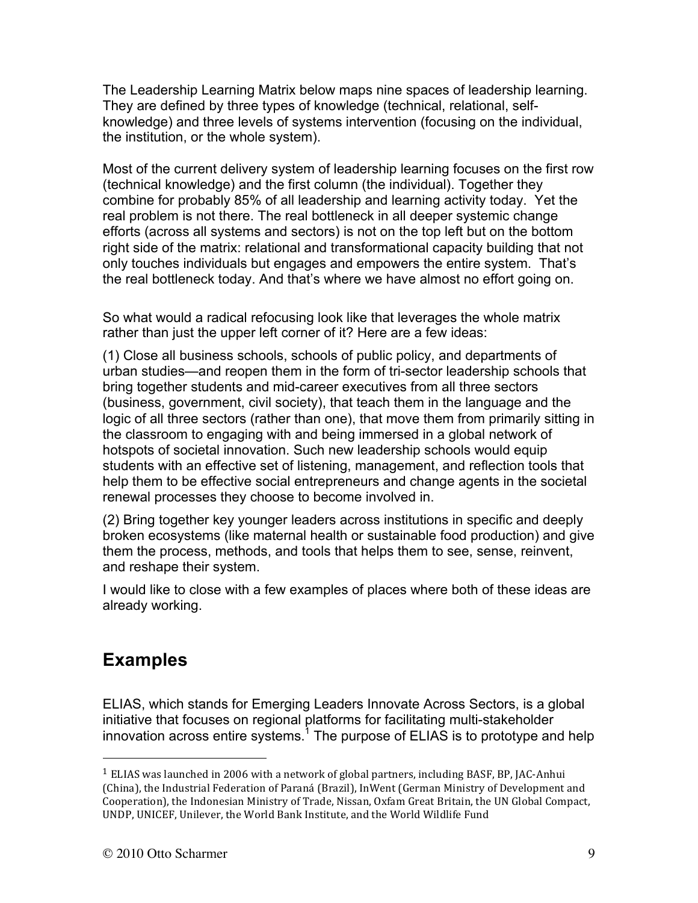The Leadership Learning Matrix below maps nine spaces of leadership learning. They are defined by three types of knowledge (technical, relational, self-knowledge) and three levels of systems intervention (focusing on the individual, the institution, or the whole system).

Most of the current delivery system of leadership learning focuses on the first row (technical knowledge) and the first column (the individual). Together they combine for probably 85% of all leadership and learning activity today. Yet the real problem is not there. The real bottleneck in all deeper systemic change efforts (across all systems and sectors) is not on the top left but on the bottom right side of the matrix: relational and transformational capacity building that not only touches individuals but engages and empowers the entire system. That's the real bottleneck today. And that's where we have almost no effort going on.

So what would a radical refocusing look like that leverages the whole matrix rather than just the upper left corner of it? Here are a few ideas:

(1) Close all business schools, schools of public policy, and departments of urban studies—and reopen them in the form of tri-sector leadership schools that bring together students and mid-career executives from all three sectors (business, government, civil society), that teach them in the language and the logic of all three sectors (rather than one), that move them from primarily sitting in the classroom to engaging with and being immersed in a global network of hotspots of societal innovation. Such new leadership schools would equip students with an effective set of listening, management, and reflection tools that help them to be effective social entrepreneurs and change agents in the societal renewal processes they choose to become involved in.

(2) Bring together key younger leaders across institutions in specific and deeply broken ecosystems (like maternal health or sustainable food production) and give them the process, methods, and tools that helps them to see, sense, reinvent, and reshape their system.

I would like to close with a few examples of places where both of these ideas are already working.

## Examples

ELIAS, which stands for Emerging Leaders Innovate Across Sectors, is a global initiative that focuses on regional platforms for facilitating multi-stakeholder innovation across entire systems.[1] The purpose of ELIAS is to prototype and help

[1] ELIAS was launched in 2006 with a network of global partners, including BASF, BP, JAC-Anhui (China), the Industrial Federation of Paraná (Brazil), InWent (German Ministry of Development and Cooperation), the Indonesian Ministry of Trade, Nissan, Oxfam Great Britain, the UN Global Compact, UNDP, UNICEF, Unilever, the World Bank Institute, and the World Wildlife Fund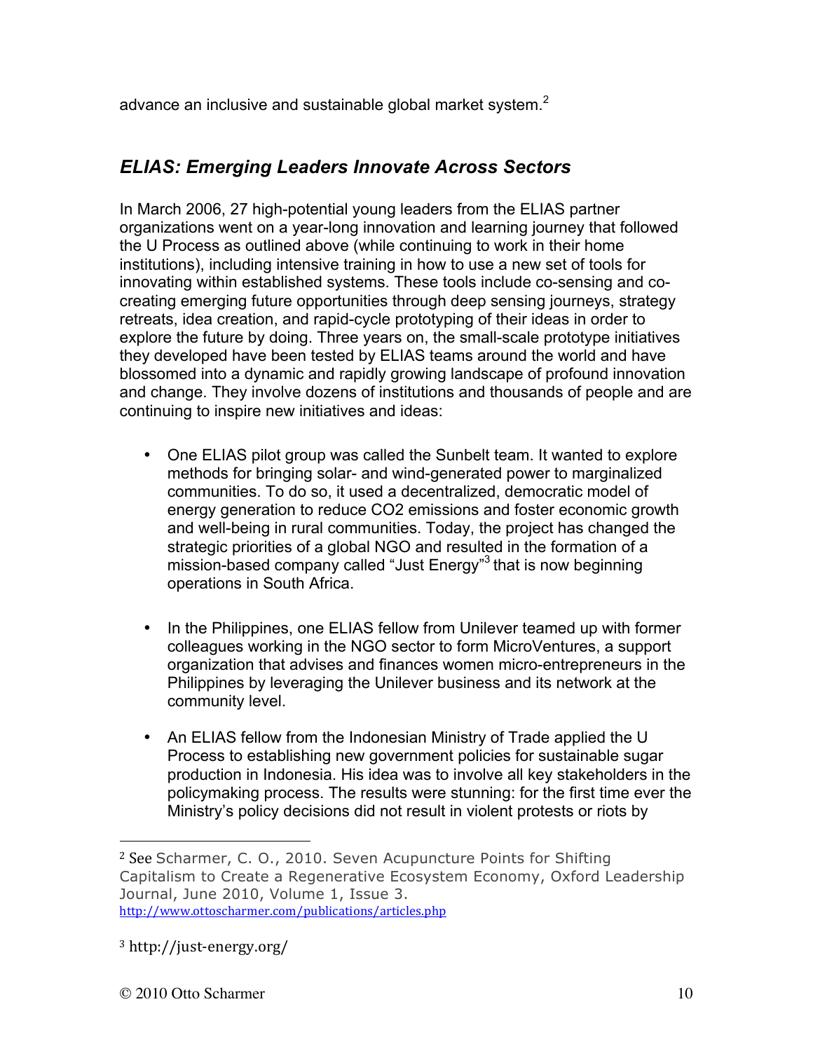advance an inclusive and sustainable global market system.[2]

## *ELIAS: Emerging Leaders Innovate Across Sectors*

In March 2006, 27 high-potential young leaders from the ELIAS partner organizations went on a year-long innovation and learning journey that followed the U Process as outlined above (while continuing to work in their home institutions), including intensive training in how to use a new set of tools for innovating within established systems. These tools include co-sensing and co-creating emerging future opportunities through deep sensing journeys, strategy retreats, idea creation, and rapid-cycle prototyping of their ideas in order to explore the future by doing. Three years on, the small-scale prototype initiatives they developed have been tested by ELIAS teams around the world and have blossomed into a dynamic and rapidly growing landscape of profound innovation and change. They involve dozens of institutions and thousands of people and are continuing to inspire new initiatives and ideas:

- One ELIAS pilot group was called the Sunbelt team. It wanted to explore methods for bringing solar- and wind-generated power to marginalized communities. To do so, it used a decentralized, democratic model of energy generation to reduce $CO_2$ emissions and foster economic growth and well-being in rural communities. Today, the project has changed the strategic priorities of a global NGO and resulted in the formation of a mission-based company called "Just Energy"[3] that is now beginning operations in South Africa.

- In the Philippines, one ELIAS fellow from Unilever teamed up with former colleagues working in the NGO sector to form MicroVentures, a support organization that advises and finances women micro-entrepreneurs in the Philippines by leveraging the Unilever business and its network at the community level.

- An ELIAS fellow from the Indonesian Ministry of Trade applied the U Process to establishing new government policies for sustainable sugar production in Indonesia. His idea was to involve all key stakeholders in the policymaking process. The results were stunning: for the first time ever the Ministry's policy decisions did not result in violent protests or riots by

---

[2] See Scharmer, C. O., 2010. Seven Acupuncture Points for Shifting Capitalism to Create a Regenerative Ecosystem Economy, Oxford Leadership Journal, June 2010, Volume 1, Issue 3. http://www.ottoscharmer.com/publications/articles.php

[3] http://just-energy.org/

© 2010 Otto Scharmer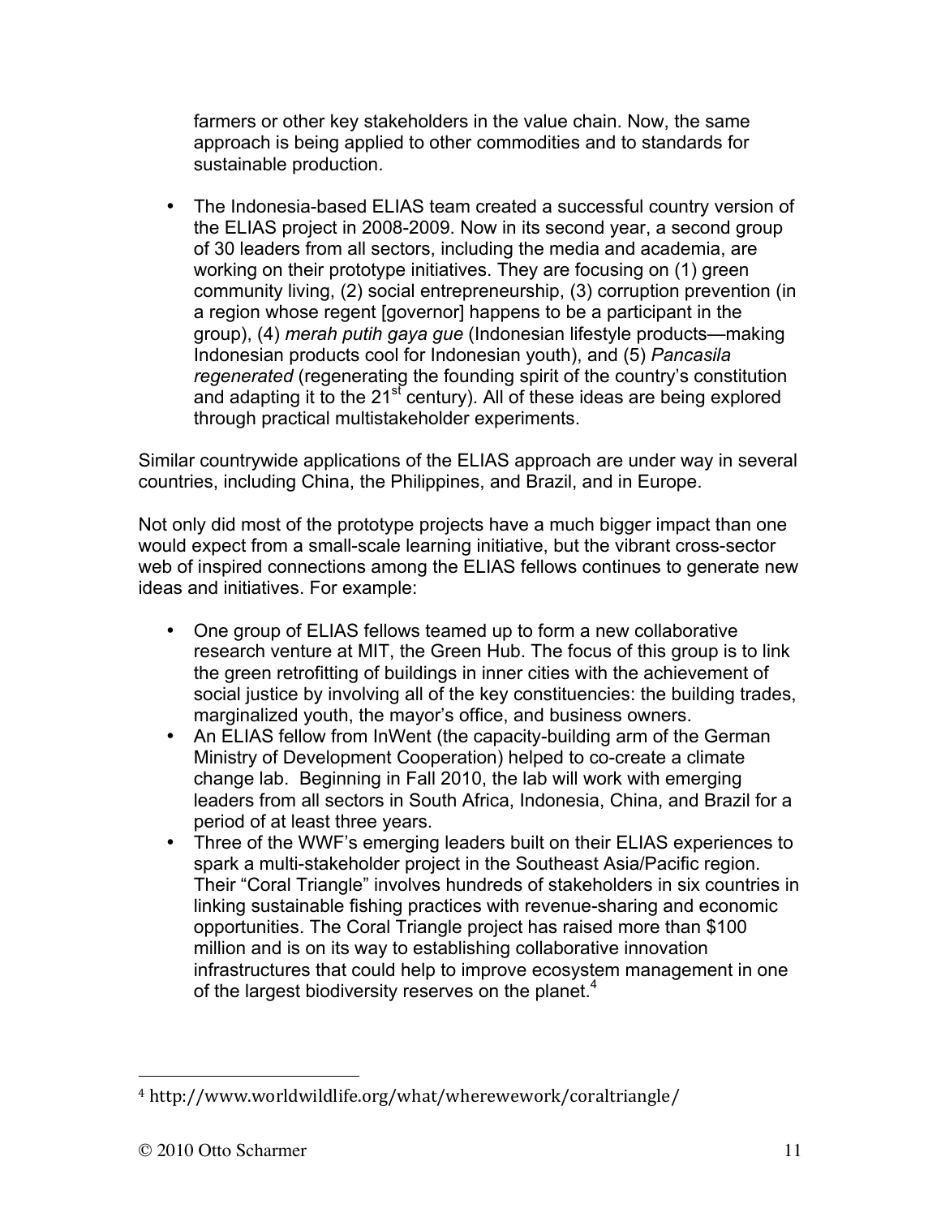farmers or other key stakeholders in the value chain. Now, the same approach is being applied to other commodities and to standards for sustainable production.

- The Indonesia-based ELIAS team created a successful country version of the ELIAS project in 2008-2009. Now in its second year, a second group of 30 leaders from all sectors, including the media and academia, are working on their prototype initiatives. They are focusing on (1) green community living, (2) social entrepreneurship, (3) corruption prevention (in a region whose regent [governor] happens to be a participant in the group), (4) *merah putih gaya gue* (Indonesian lifestyle products—making Indonesian products cool for Indonesian youth), and (5) *Pancasila regenerated* (regenerating the founding spirit of the country's constitution and adapting it to the 21st century). All of these ideas are being explored through practical multistakeholder experiments.

Similar countrywide applications of the ELIAS approach are under way in several countries, including China, the Philippines, and Brazil, and in Europe.

Not only did most of the prototype projects have a much bigger impact than one would expect from a small-scale learning initiative, but the vibrant cross-sector web of inspired connections among the ELIAS fellows continues to generate new ideas and initiatives. For example:

- One group of ELIAS fellows teamed up to form a new collaborative research venture at MIT, the Green Hub. The focus of this group is to link the green retrofitting of buildings in inner cities with the achievement of social justice by involving all of the key constituencies: the building trades, marginalized youth, the mayor's office, and business owners.
- An ELIAS fellow from InWent (the capacity-building arm of the German Ministry of Development Cooperation) helped to co-create a climate change lab. Beginning in Fall 2010, the lab will work with emerging leaders from all sectors in South Africa, Indonesia, China, and Brazil for a period of at least three years.
- Three of the WWF's emerging leaders built on their ELIAS experiences to spark a multi-stakeholder project in the Southeast Asia/Pacific region. Their "Coral Triangle" involves hundreds of stakeholders in six countries in linking sustainable fishing practices with revenue-sharing and economic opportunities. The Coral Triangle project has raised more than $100 million and is on its way to establishing collaborative innovation infrastructures that could help to improve ecosystem management in one of the largest biodiversity reserves on the planet.[4]

---

[4] http://www.worldwildlife.org/what/wherewework/coraltriangle/

© 2010 Otto Scharmer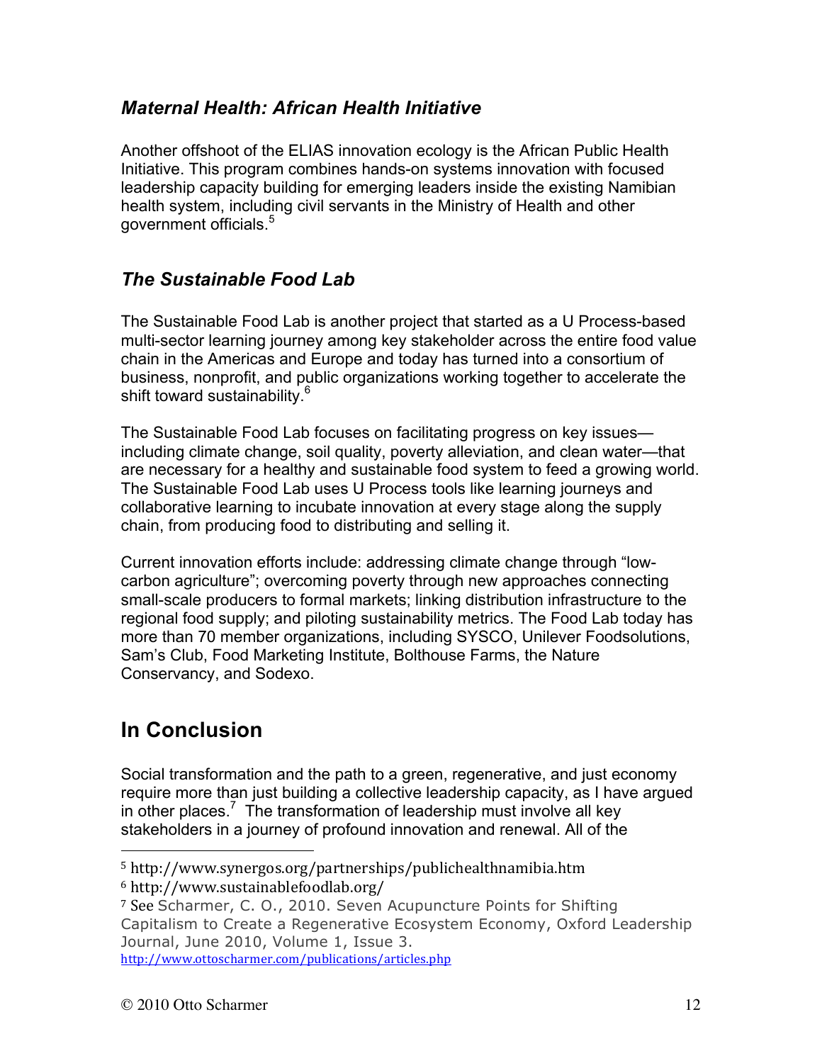### *Maternal Health: African Health Initiative*

Another offshoot of the ELIAS innovation ecology is the African Public Health Initiative. This program combines hands-on systems innovation with focused leadership capacity building for emerging leaders inside the existing Namibian health system, including civil servants in the Ministry of Health and other government officials.[5]

### *The Sustainable Food Lab*

The Sustainable Food Lab is another project that started as a U Process-based multi-sector learning journey among key stakeholder across the entire food value chain in the Americas and Europe and today has turned into a consortium of business, nonprofit, and public organizations working together to accelerate the shift toward sustainability.[6]

The Sustainable Food Lab focuses on facilitating progress on key issues—including climate change, soil quality, poverty alleviation, and clean water—that are necessary for a healthy and sustainable food system to feed a growing world. The Sustainable Food Lab uses U Process tools like learning journeys and collaborative learning to incubate innovation at every stage along the supply chain, from producing food to distributing and selling it.

Current innovation efforts include: addressing climate change through "low-carbon agriculture"; overcoming poverty through new approaches connecting small-scale producers to formal markets; linking distribution infrastructure to the regional food supply; and piloting sustainability metrics. The Food Lab today has more than 70 member organizations, including SYSCO, Unilever Foodsolutions, Sam's Club, Food Marketing Institute, Bolthouse Farms, the Nature Conservancy, and Sodexo.

## In Conclusion

Social transformation and the path to a green, regenerative, and just economy require more than just building a collective leadership capacity, as I have argued in other places.[7] The transformation of leadership must involve all key stakeholders in a journey of profound innovation and renewal. All of the

---

[5] http://www.synergos.org/partnerships/publichealthnamibia.htm

[6] http://www.sustainablefoodlab.org/

[7] See Scharmer, C. O., 2010. Seven Acupuncture Points for Shifting Capitalism to Create a Regenerative Ecosystem Economy, Oxford Leadership Journal, June 2010, Volume 1, Issue 3. http://www.ottoscharmer.com/publications/articles.php

© 2010 Otto Scharmer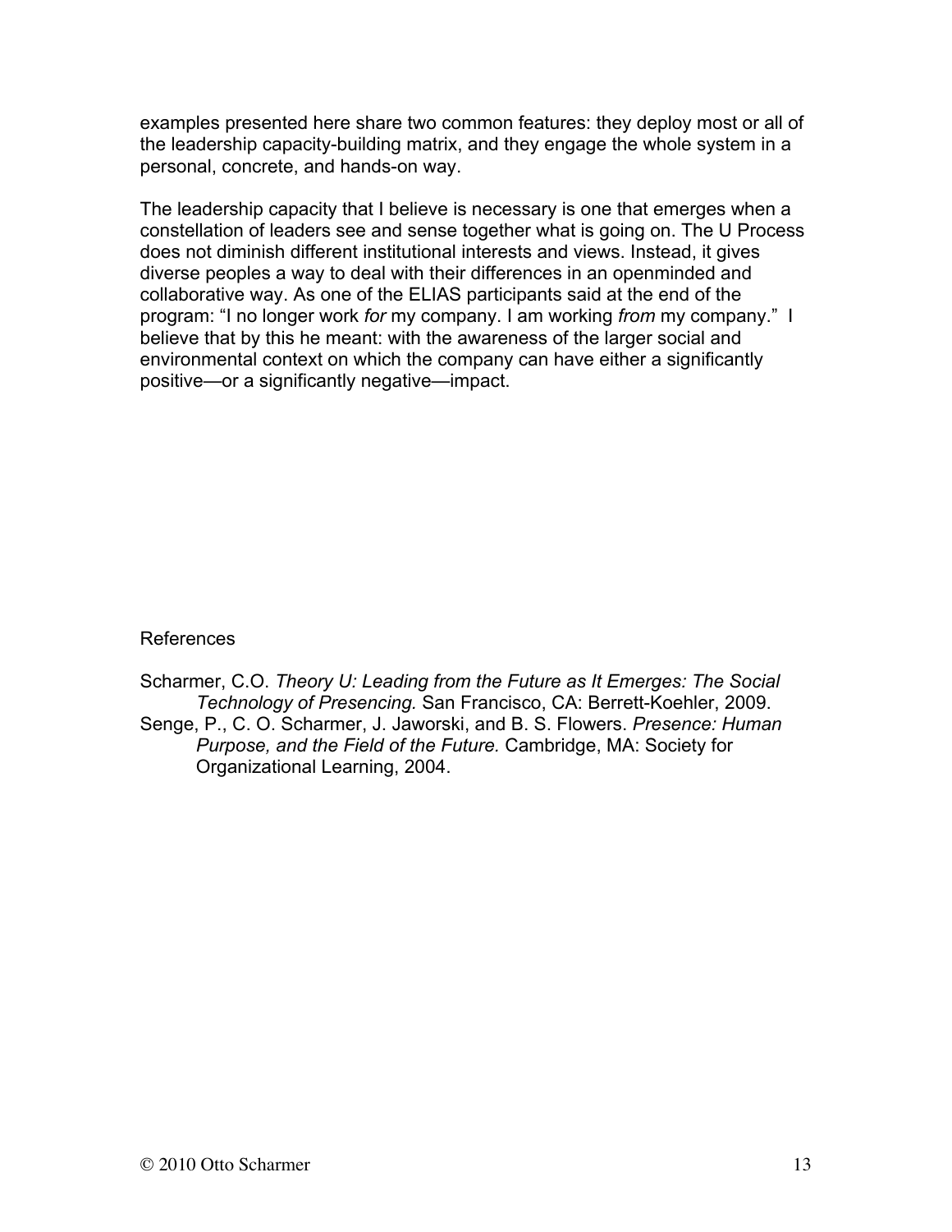examples presented here share two common features: they deploy most or all of the leadership capacity-building matrix, and they engage the whole system in a personal, concrete, and hands-on way.

The leadership capacity that I believe is necessary is one that emerges when a constellation of leaders see and sense together what is going on. The U Process does not diminish different institutional interests and views. Instead, it gives diverse peoples a way to deal with their differences in an openminded and collaborative way. As one of the ELIAS participants said at the end of the program: "I no longer work *for* my company. I am working *from* my company." I believe that by this he meant: with the awareness of the larger social and environmental context on which the company can have either a significantly positive—or a significantly negative—impact.

References

Scharmer, C.O. *Theory U: Leading from the Future as It Emerges: The Social Technology of Presencing.* San Francisco, CA: Berrett-Koehler, 2009.

Senge, P., C. O. Scharmer, J. Jaworski, and B. S. Flowers. *Presence: Human Purpose, and the Field of the Future.* Cambridge, MA: Society for Organizational Learning, 2004.

© 2010 Otto Scharmer